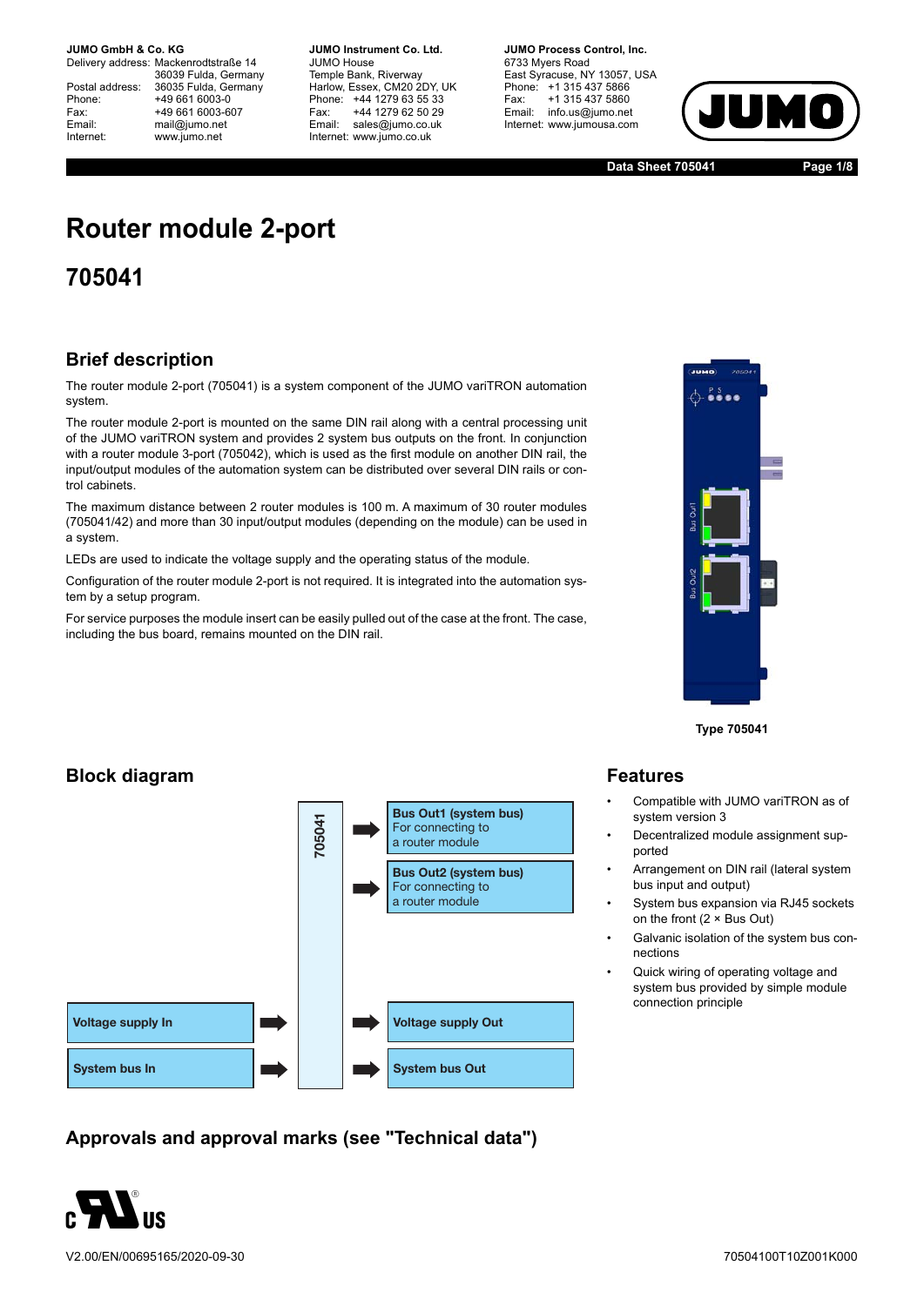**JUMO GmbH & Co. KG**
Delivery address: Mackenrodtstraße 14
36039 Fulda, Germany
Postal address: 36035 Fulda, Germany
Phone: +49 661 6003-0
Fax: +49 661 6003-607
Email: mail@jumo.net
Internet: www.jumo.net

**JUMO Instrument Co. Ltd.**
JUMO House
Temple Bank, Riverway
Harlow, Essex, CM20 2DY, UK
Phone: +44 1279 63 55 33
Fax: +44 1279 62 50 29
Email: sales@jumo.co.uk
Internet: www.jumo.co.uk

**JUMO Process Control, Inc.**
6733 Myers Road
East Syracuse, NY 13057, USA
Phone: +1 315 437 5866
Fax: +1 315 437 5860
Email: info.us@jumo.net
Internet: www.jumousa.com

# Router module 2-port

## 705041

## Brief description

The router module 2-port (705041) is a system component of the JUMO variTRON automation system.

The router module 2-port is mounted on the same DIN rail along with a central processing unit of the JUMO variTRON system and provides 2 system bus outputs on the front. In conjunction with a router module 3-port (705042), which is used as the first module on another DIN rail, the input/output modules of the automation system can be distributed over several DIN rails or control cabinets.

The maximum distance between 2 router modules is 100 m. A maximum of 30 router modules (705041/42) and more than 30 input/output modules (depending on the module) can be used in a system.

LEDs are used to indicate the voltage supply and the operating status of the module.

Configuration of the router module 2-port is not required. It is integrated into the automation system by a setup program.

For service purposes the module insert can be easily pulled out of the case at the front. The case, including the bus board, remains mounted on the DIN rail.

**Type 705041**

## Block diagram

| Inputs | | 705041 | | Outputs |
|---|---|---|---|---|
| | | | → | **Bus Out1 (system bus)** For connecting to a router module |
| | | | → | **Bus Out2 (system bus)** For connecting to a router module |
| **Voltage supply In** | → | | → | **Voltage supply Out** |
| **System bus In** | → | | → | **System bus Out** |

## Features

- Compatible with JUMO variTRON as of system version 3
- Decentralized module assignment supported
- Arrangement on DIN rail (lateral system bus input and output)
- System bus expansion via RJ45 sockets on the front (2 × Bus Out)
- Galvanic isolation of the system bus connections
- Quick wiring of operating voltage and system bus provided by simple module connection principle

## Approvals and approval marks (see "Technical data")

c UL us

V2.00/EN/00695165/2020-09-30

70504100T10Z001K000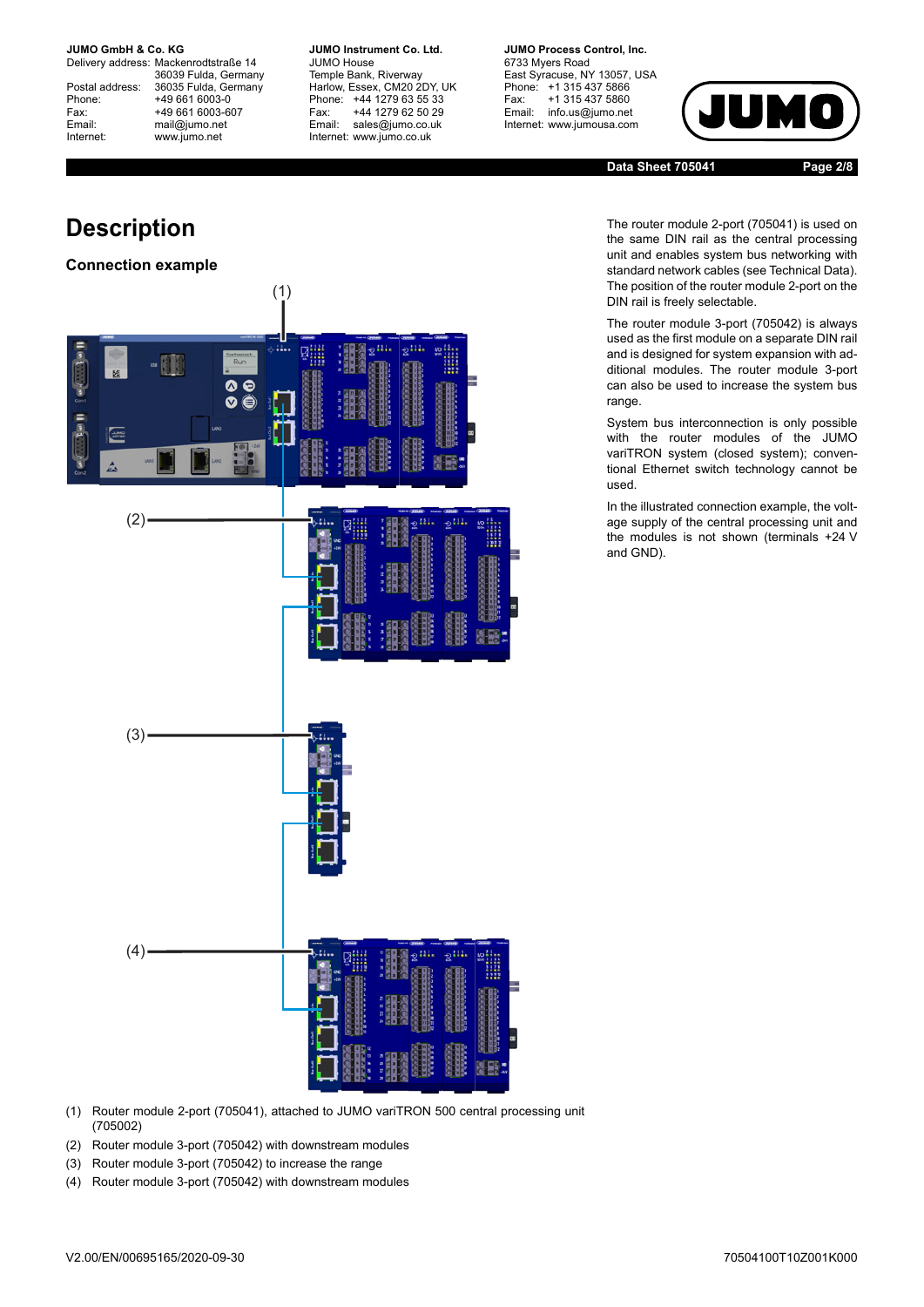# Description

## Connection example

(1) Router module 2-port (705041), attached to JUMO variTRON 500 central processing unit (705002)

(2) Router module 3-port (705042) with downstream modules

(3) Router module 3-port (705042) to increase the range

(4) Router module 3-port (705042) with downstream modules

The router module 2-port (705041) is used on the same DIN rail as the central processing unit and enables system bus networking with standard network cables (see Technical Data). The position of the router module 2-port on the DIN rail is freely selectable.

The router module 3-port (705042) is always used as the first module on a separate DIN rail and is designed for system expansion with additional modules. The router module 3-port can also be used to increase the system bus range.

System bus interconnection is only possible with the router modules of the JUMO variTRON system (closed system); conventional Ethernet switch technology cannot be used.

In the illustrated connection example, the voltage supply of the central processing unit and the modules is not shown (terminals +24 V and GND).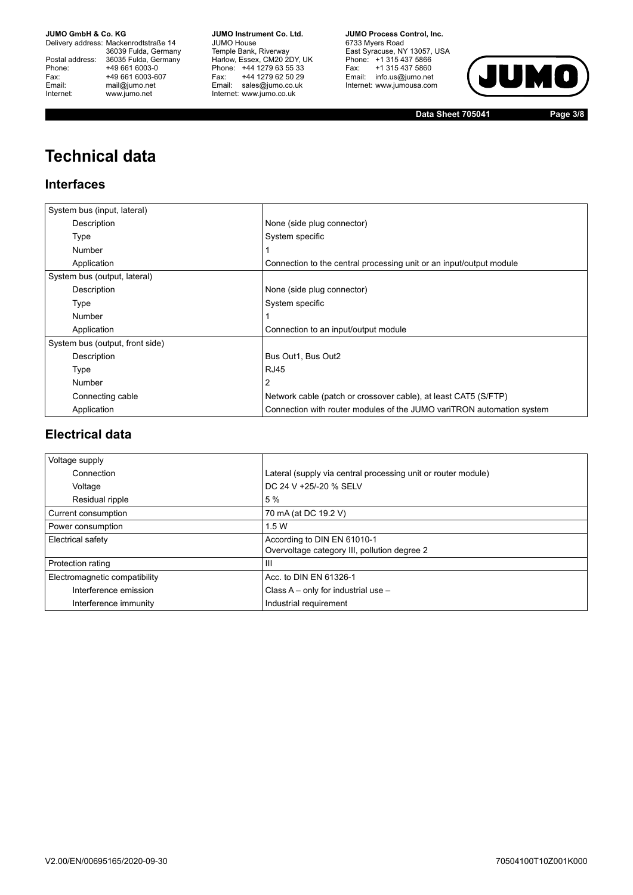# Technical data

## Interfaces

| | |
|---|---|
| System bus (input, lateral) | |
| Description | None (side plug connector) |
| Type | System specific |
| Number | 1 |
| Application | Connection to the central processing unit or an input/output module |
| System bus (output, lateral) | |
| Description | None (side plug connector) |
| Type | System specific |
| Number | 1 |
| Application | Connection to an input/output module |
| System bus (output, front side) | |
| Description | Bus Out1, Bus Out2 |
| Type | RJ45 |
| Number | 2 |
| Connecting cable | Network cable (patch or crossover cable), at least CAT5 (S/FTP) |
| Application | Connection with router modules of the JUMO variTRON automation system |

## Electrical data

| | |
|---|---|
| Voltage supply | |
| Connection | Lateral (supply via central processing unit or router module) |
| Voltage | DC 24 V +25/-20 % SELV |
| Residual ripple | 5 % |
| Current consumption | 70 mA (at DC 19.2 V) |
| Power consumption | 1.5 W |
| Electrical safety | According to DIN EN 61010-1<br>Overvoltage category III, pollution degree 2 |
| Protection rating | III |
| Electromagnetic compatibility | Acc. to DIN EN 61326-1 |
| Interference emission | Class A – only for industrial use – |
| Interference immunity | Industrial requirement |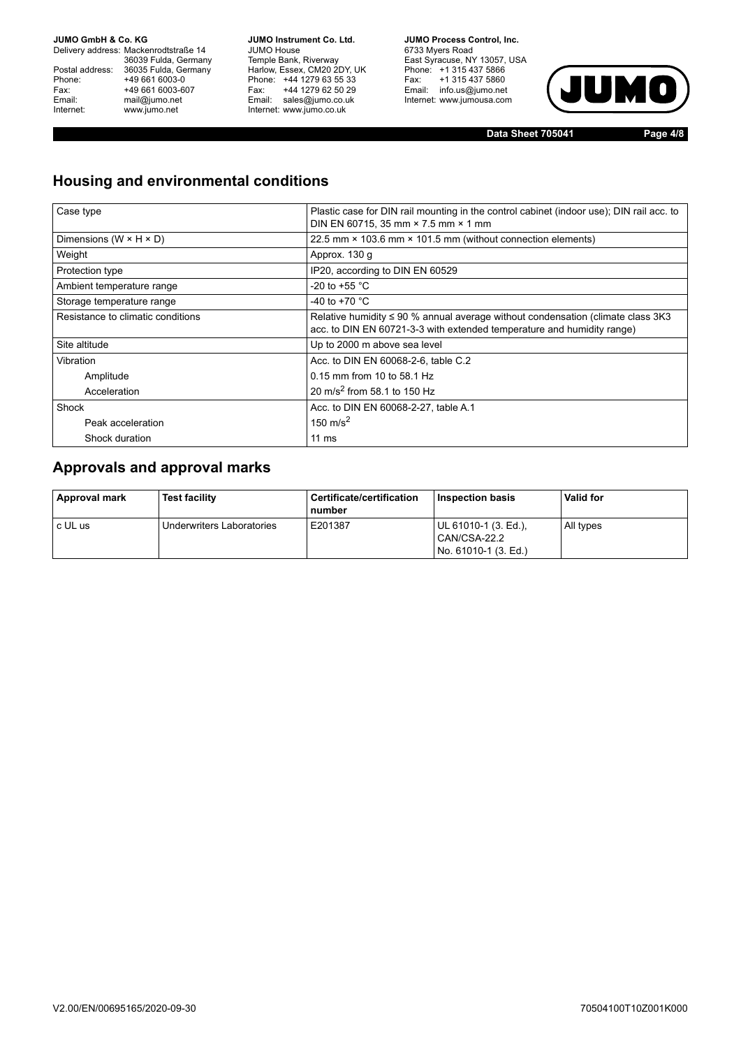## Housing and environmental conditions

| | |
|---|---|
| Case type | Plastic case for DIN rail mounting in the control cabinet (indoor use); DIN rail acc. to DIN EN 60715, 35 mm × 7.5 mm × 1 mm |
| Dimensions (W × H × D) | 22.5 mm × 103.6 mm × 101.5 mm (without connection elements) |
| Weight | Approx. 130 g |
| Protection type | IP20, according to DIN EN 60529 |
| Ambient temperature range | -20 to +55 °C |
| Storage temperature range | -40 to +70 °C |
| Resistance to climatic conditions | Relative humidity ≤ 90 % annual average without condensation (climate class 3K3 acc. to DIN EN 60721-3-3 with extended temperature and humidity range) |
| Site altitude | Up to 2000 m above sea level |
| Vibration | Acc. to DIN EN 60068-2-6, table C.2 |
| Amplitude | 0.15 mm from 10 to 58.1 Hz |
| Acceleration | 20 $m/s^2$ from 58.1 to 150 Hz |
| Shock | Acc. to DIN EN 60068-2-27, table A.1 |
| Peak acceleration | 150 $m/s^2$ |
| Shock duration | 11 ms |

## Approvals and approval marks

| Approval mark | Test facility | Certificate/certification number | Inspection basis | Valid for |
|---|---|---|---|---|
| c UL us | Underwriters Laboratories | E201387 | UL 61010-1 (3. Ed.), CAN/CSA-22.2 No. 61010-1 (3. Ed.) | All types |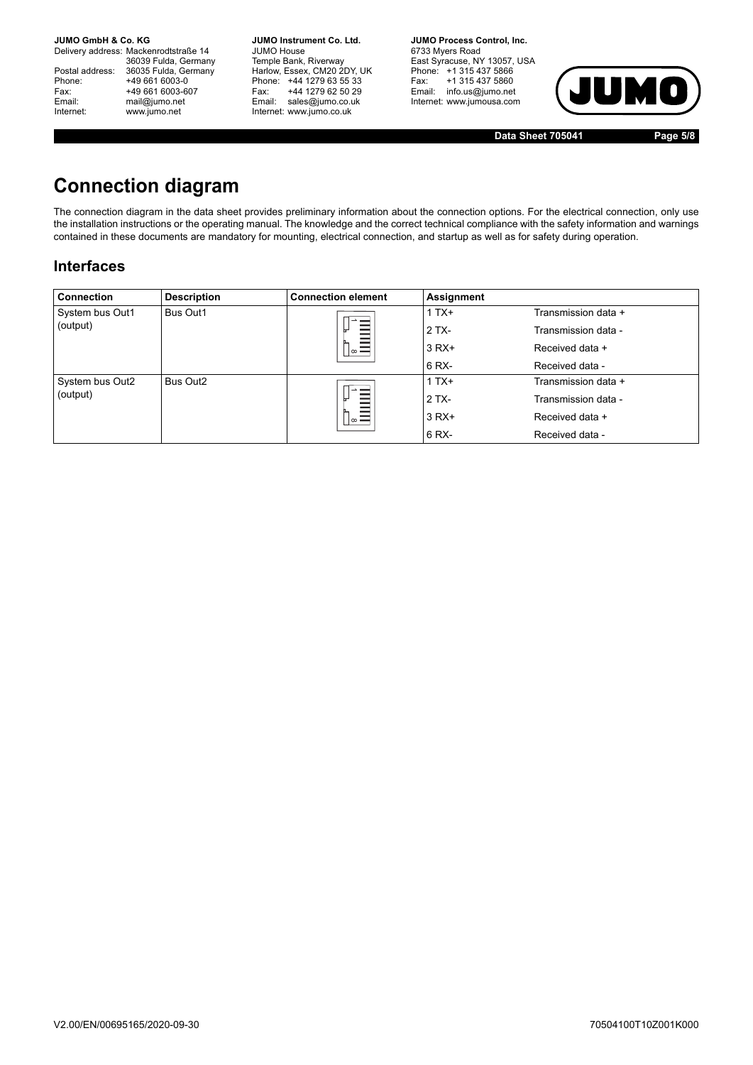# Connection diagram

The connection diagram in the data sheet provides preliminary information about the connection options. For the electrical connection, only use the installation instructions or the operating manual. The knowledge and the correct technical compliance with the safety information and warnings contained in these documents are mandatory for mounting, electrical connection, and startup as well as for safety during operation.

## Interfaces

| Connection | Description | Connection element | Assignment | |
|---|---|---|---|---|
| System bus Out1 (output) | Bus Out1 | | 1 TX+ | Transmission data + |
| | | | 2 TX- | Transmission data - |
| | | | 3 RX+ | Received data + |
| | | | 6 RX- | Received data - |
| System bus Out2 (output) | Bus Out2 | | 1 TX+ | Transmission data + |
| | | | 2 TX- | Transmission data - |
| | | | 3 RX+ | Received data + |
| | | | 6 RX- | Received data - |

V2.00/EN/00695165/2020-09-30

70504100T10Z001K000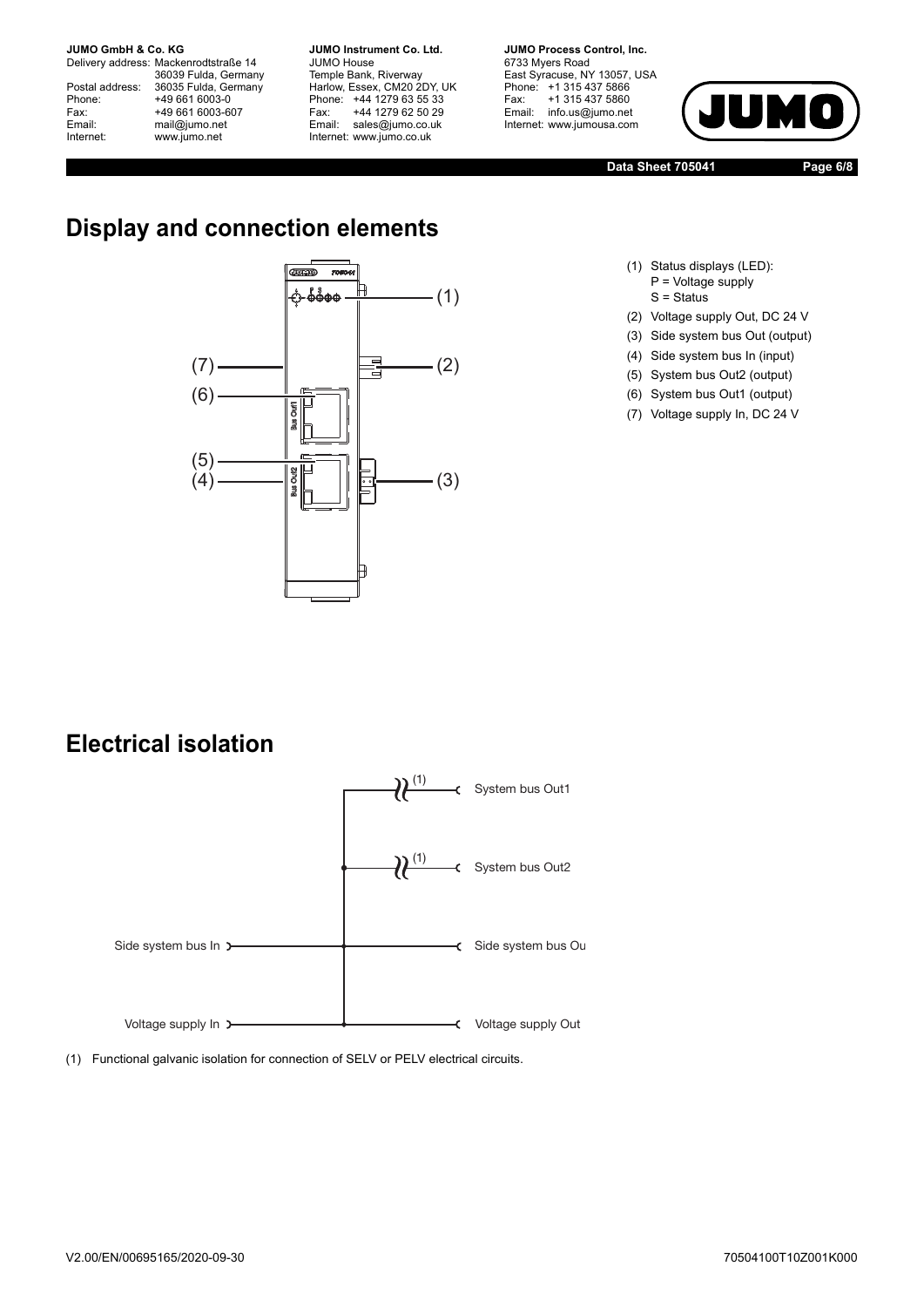## Display and connection elements

(1) Status displays (LED):
P = Voltage supply
S = Status

(2) Voltage supply Out, DC 24 V

(3) Side system bus Out (output)

(4) Side system bus In (input)

(5) System bus Out2 (output)

(6) System bus Out1 (output)

(7) Voltage supply In, DC 24 V

## Electrical isolation

System bus Out1

System bus Out2

Side system bus In

Side system bus Ou

Voltage supply In

Voltage supply Out

(1) Functional galvanic isolation for connection of SELV or PELV electrical circuits.

V2.00/EN/00695165/2020-09-30

70504100T10Z001K000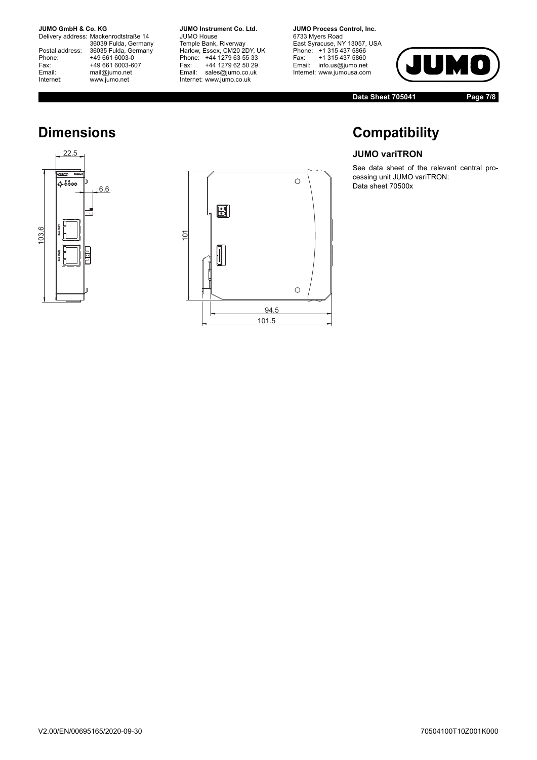# Dimensions

22.5

6.6

103.6

101

94.5

101.5

# Compatibility

## JUMO variTRON

See data sheet of the relevant central processing unit JUMO variTRON:
Data sheet 70500x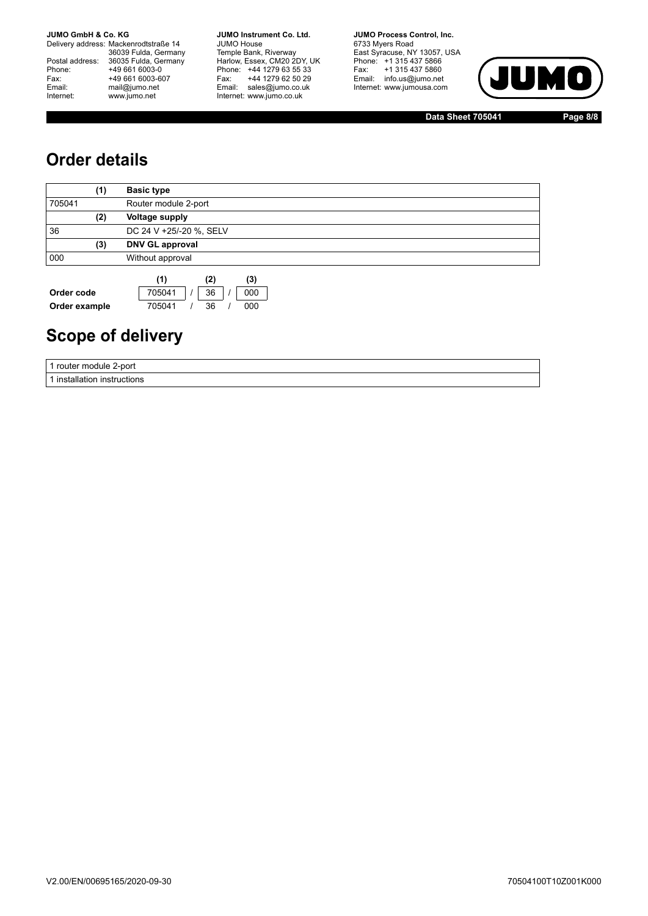# Order details

| | (1) | Basic type |
|---|---|---|
| 705041 | | Router module 2-port |
| | (2) | Voltage supply |
| 36 | | DC 24 V +25/-20 %, SELV |
| | (3) | DNV GL approval |
| 000 | | Without approval |

| | (1) | | (2) | | (3) |
|---|---|---|---|---|---|
| Order code | 705041 | / | 36 | / | 000 |
| Order example | 705041 | / | 36 | / | 000 |

# Scope of delivery

| |
|---|
| 1 router module 2-port |
| 1 installation instructions |

V2.00/EN/00695165/2020-09-30

70504100T10Z001K000